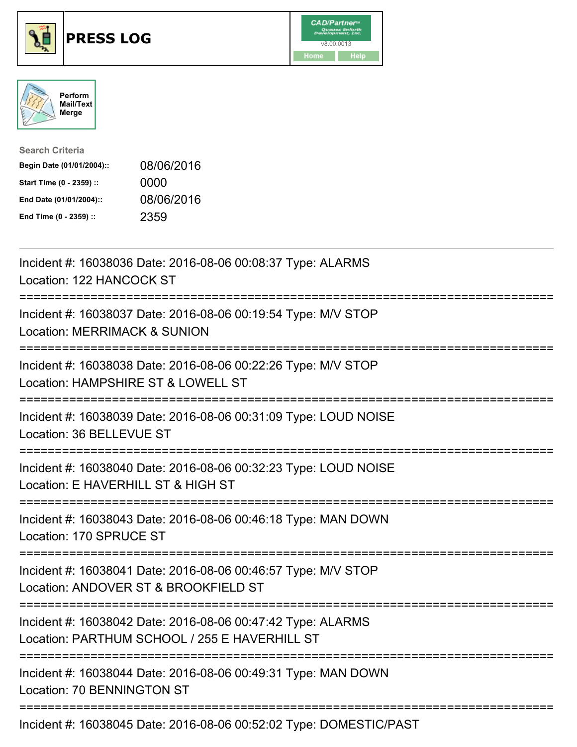# PRESS LOG

Perform Mail/Text Merge

**Search Criteria**

| | |
|---|---|
| **Begin Date (01/01/2004)::** | 08/06/2016 |
| **Start Time (0 - 2359) ::** | 0000 |
| **End Date (01/01/2004)::** | 08/06/2016 |
| **End Time (0 - 2359) ::** | 2359 |

---

Incident #: 16038036 Date: 2016-08-06 00:08:37 Type: ALARMS
Location: 122 HANCOCK ST

===========================================================================

Incident #: 16038037 Date: 2016-08-06 00:19:54 Type: M/V STOP
Location: MERRIMACK & SUNION

===========================================================================

Incident #: 16038038 Date: 2016-08-06 00:22:26 Type: M/V STOP
Location: HAMPSHIRE ST & LOWELL ST

===========================================================================

Incident #: 16038039 Date: 2016-08-06 00:31:09 Type: LOUD NOISE
Location: 36 BELLEVUE ST

===========================================================================

Incident #: 16038040 Date: 2016-08-06 00:32:23 Type: LOUD NOISE
Location: E HAVERHILL ST & HIGH ST

===========================================================================

Incident #: 16038043 Date: 2016-08-06 00:46:18 Type: MAN DOWN
Location: 170 SPRUCE ST

===========================================================================

Incident #: 16038041 Date: 2016-08-06 00:46:57 Type: M/V STOP
Location: ANDOVER ST & BROOKFIELD ST

===========================================================================

Incident #: 16038042 Date: 2016-08-06 00:47:42 Type: ALARMS
Location: PARTHUM SCHOOL / 255 E HAVERHILL ST

===========================================================================

Incident #: 16038044 Date: 2016-08-06 00:49:31 Type: MAN DOWN
Location: 70 BENNINGTON ST

===========================================================================

Incident #: 16038045 Date: 2016-08-06 00:52:02 Type: DOMESTIC/PAST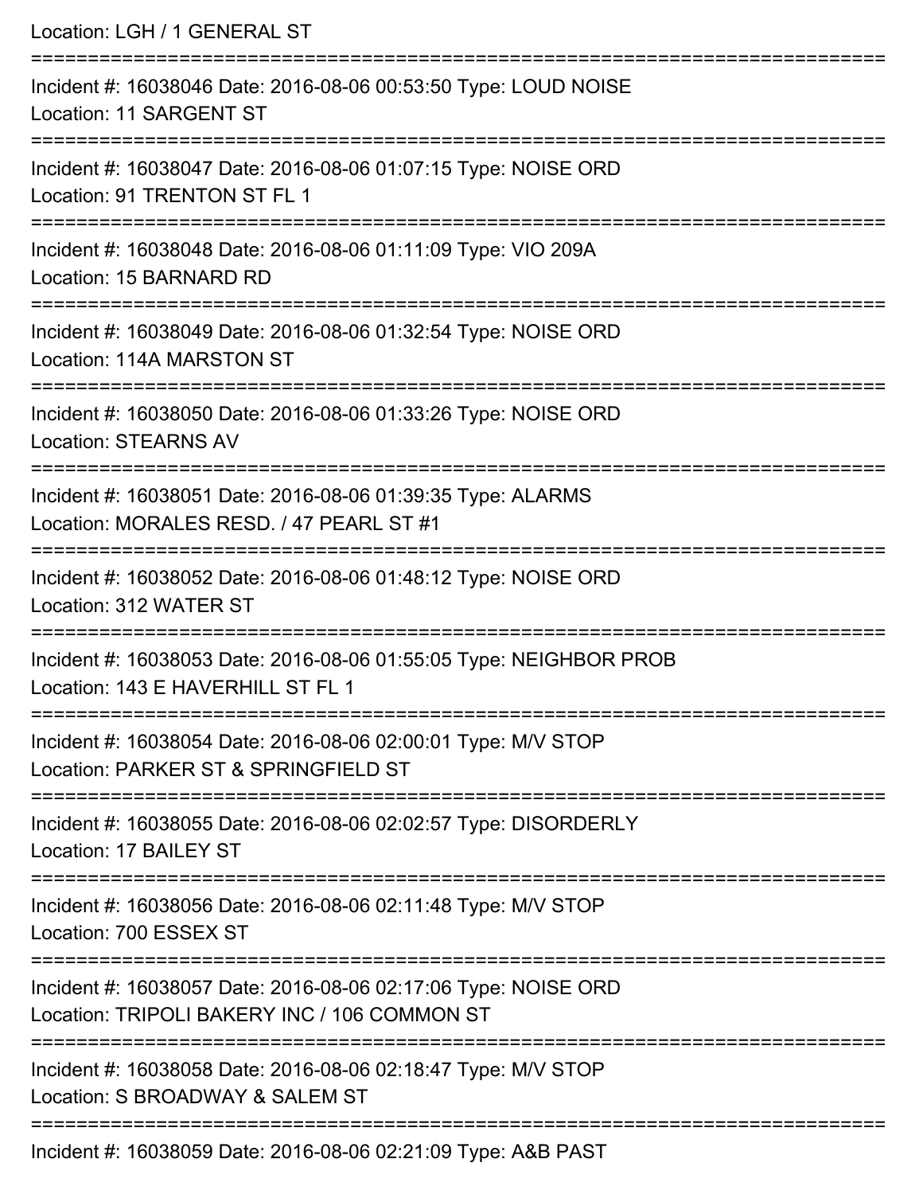Location: LGH / 1 GENERAL ST

===========================================================================

Incident #: 16038046 Date: 2016-08-06 00:53:50 Type: LOUD NOISE
Location: 11 SARGENT ST

===========================================================================

Incident #: 16038047 Date: 2016-08-06 01:07:15 Type: NOISE ORD
Location: 91 TRENTON ST FL 1

===========================================================================

Incident #: 16038048 Date: 2016-08-06 01:11:09 Type: VIO 209A
Location: 15 BARNARD RD

===========================================================================

Incident #: 16038049 Date: 2016-08-06 01:32:54 Type: NOISE ORD
Location: 114A MARSTON ST

===========================================================================

Incident #: 16038050 Date: 2016-08-06 01:33:26 Type: NOISE ORD
Location: STEARNS AV

===========================================================================

Incident #: 16038051 Date: 2016-08-06 01:39:35 Type: ALARMS
Location: MORALES RESD. / 47 PEARL ST #1

===========================================================================

Incident #: 16038052 Date: 2016-08-06 01:48:12 Type: NOISE ORD
Location: 312 WATER ST

===========================================================================

Incident #: 16038053 Date: 2016-08-06 01:55:05 Type: NEIGHBOR PROB
Location: 143 E HAVERHILL ST FL 1

===========================================================================

Incident #: 16038054 Date: 2016-08-06 02:00:01 Type: M/V STOP
Location: PARKER ST & SPRINGFIELD ST

===========================================================================

Incident #: 16038055 Date: 2016-08-06 02:02:57 Type: DISORDERLY
Location: 17 BAILEY ST

===========================================================================

Incident #: 16038056 Date: 2016-08-06 02:11:48 Type: M/V STOP
Location: 700 ESSEX ST

===========================================================================

Incident #: 16038057 Date: 2016-08-06 02:17:06 Type: NOISE ORD
Location: TRIPOLI BAKERY INC / 106 COMMON ST

===========================================================================

Incident #: 16038058 Date: 2016-08-06 02:18:47 Type: M/V STOP
Location: S BROADWAY & SALEM ST

===========================================================================

Incident #: 16038059 Date: 2016-08-06 02:21:09 Type: A&B PAST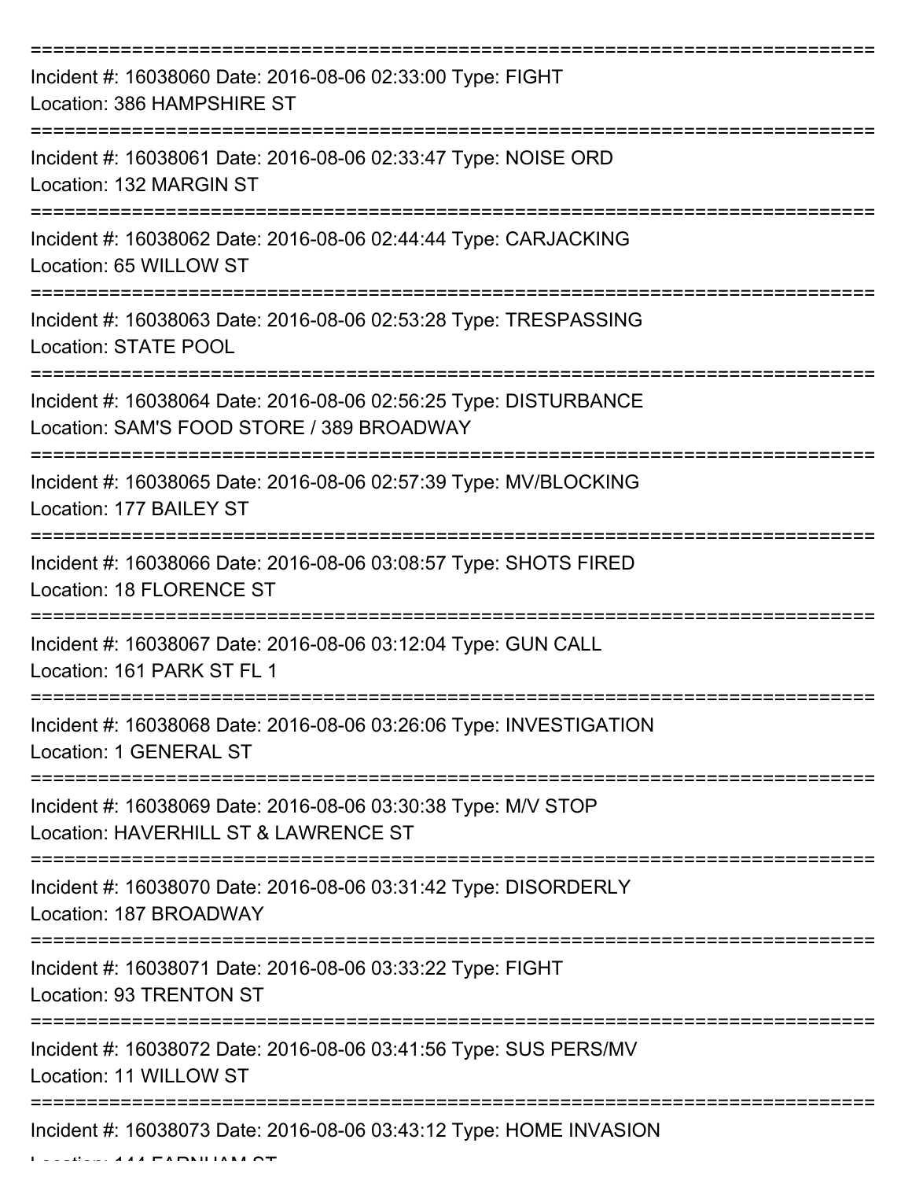===========================================================================

Incident #: 16038060 Date: 2016-08-06 02:33:00 Type: FIGHT
Location: 386 HAMPSHIRE ST

===========================================================================

Incident #: 16038061 Date: 2016-08-06 02:33:47 Type: NOISE ORD
Location: 132 MARGIN ST

===========================================================================

Incident #: 16038062 Date: 2016-08-06 02:44:44 Type: CARJACKING
Location: 65 WILLOW ST

===========================================================================

Incident #: 16038063 Date: 2016-08-06 02:53:28 Type: TRESPASSING
Location: STATE POOL

===========================================================================

Incident #: 16038064 Date: 2016-08-06 02:56:25 Type: DISTURBANCE
Location: SAM'S FOOD STORE / 389 BROADWAY

===========================================================================

Incident #: 16038065 Date: 2016-08-06 02:57:39 Type: MV/BLOCKING
Location: 177 BAILEY ST

===========================================================================

Incident #: 16038066 Date: 2016-08-06 03:08:57 Type: SHOTS FIRED
Location: 18 FLORENCE ST

===========================================================================

Incident #: 16038067 Date: 2016-08-06 03:12:04 Type: GUN CALL
Location: 161 PARK ST FL 1

===========================================================================

Incident #: 16038068 Date: 2016-08-06 03:26:06 Type: INVESTIGATION
Location: 1 GENERAL ST

===========================================================================

Incident #: 16038069 Date: 2016-08-06 03:30:38 Type: M/V STOP
Location: HAVERHILL ST & LAWRENCE ST

===========================================================================

Incident #: 16038070 Date: 2016-08-06 03:31:42 Type: DISORDERLY
Location: 187 BROADWAY

===========================================================================

Incident #: 16038071 Date: 2016-08-06 03:33:22 Type: FIGHT
Location: 93 TRENTON ST

===========================================================================

Incident #: 16038072 Date: 2016-08-06 03:41:56 Type: SUS PERS/MV
Location: 11 WILLOW ST

===========================================================================

Incident #: 16038073 Date: 2016-08-06 03:43:12 Type: HOME INVASION
Location: 144 FARNHAM ST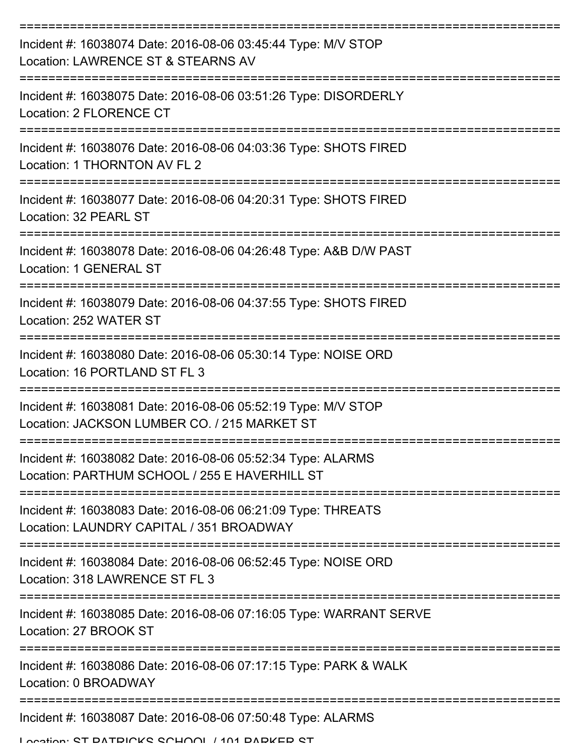Incident #: 16038074 Date: 2016-08-06 03:45:44 Type: M/V STOP
Location: LAWRENCE ST & STEARNS AV

---

Incident #: 16038075 Date: 2016-08-06 03:51:26 Type: DISORDERLY
Location: 2 FLORENCE CT

---

Incident #: 16038076 Date: 2016-08-06 04:03:36 Type: SHOTS FIRED
Location: 1 THORNTON AV FL 2

---

Incident #: 16038077 Date: 2016-08-06 04:20:31 Type: SHOTS FIRED
Location: 32 PEARL ST

---

Incident #: 16038078 Date: 2016-08-06 04:26:48 Type: A&B D/W PAST
Location: 1 GENERAL ST

---

Incident #: 16038079 Date: 2016-08-06 04:37:55 Type: SHOTS FIRED
Location: 252 WATER ST

---

Incident #: 16038080 Date: 2016-08-06 05:30:14 Type: NOISE ORD
Location: 16 PORTLAND ST FL 3

---

Incident #: 16038081 Date: 2016-08-06 05:52:19 Type: M/V STOP
Location: JACKSON LUMBER CO. / 215 MARKET ST

---

Incident #: 16038082 Date: 2016-08-06 05:52:34 Type: ALARMS
Location: PARTHUM SCHOOL / 255 E HAVERHILL ST

---

Incident #: 16038083 Date: 2016-08-06 06:21:09 Type: THREATS
Location: LAUNDRY CAPITAL / 351 BROADWAY

---

Incident #: 16038084 Date: 2016-08-06 06:52:45 Type: NOISE ORD
Location: 318 LAWRENCE ST FL 3

---

Incident #: 16038085 Date: 2016-08-06 07:16:05 Type: WARRANT SERVE
Location: 27 BROOK ST

---

Incident #: 16038086 Date: 2016-08-06 07:17:15 Type: PARK & WALK
Location: 0 BROADWAY

---

Incident #: 16038087 Date: 2016-08-06 07:50:48 Type: ALARMS
Location: ST PATRICKS SCHOOL / 101 PARKER ST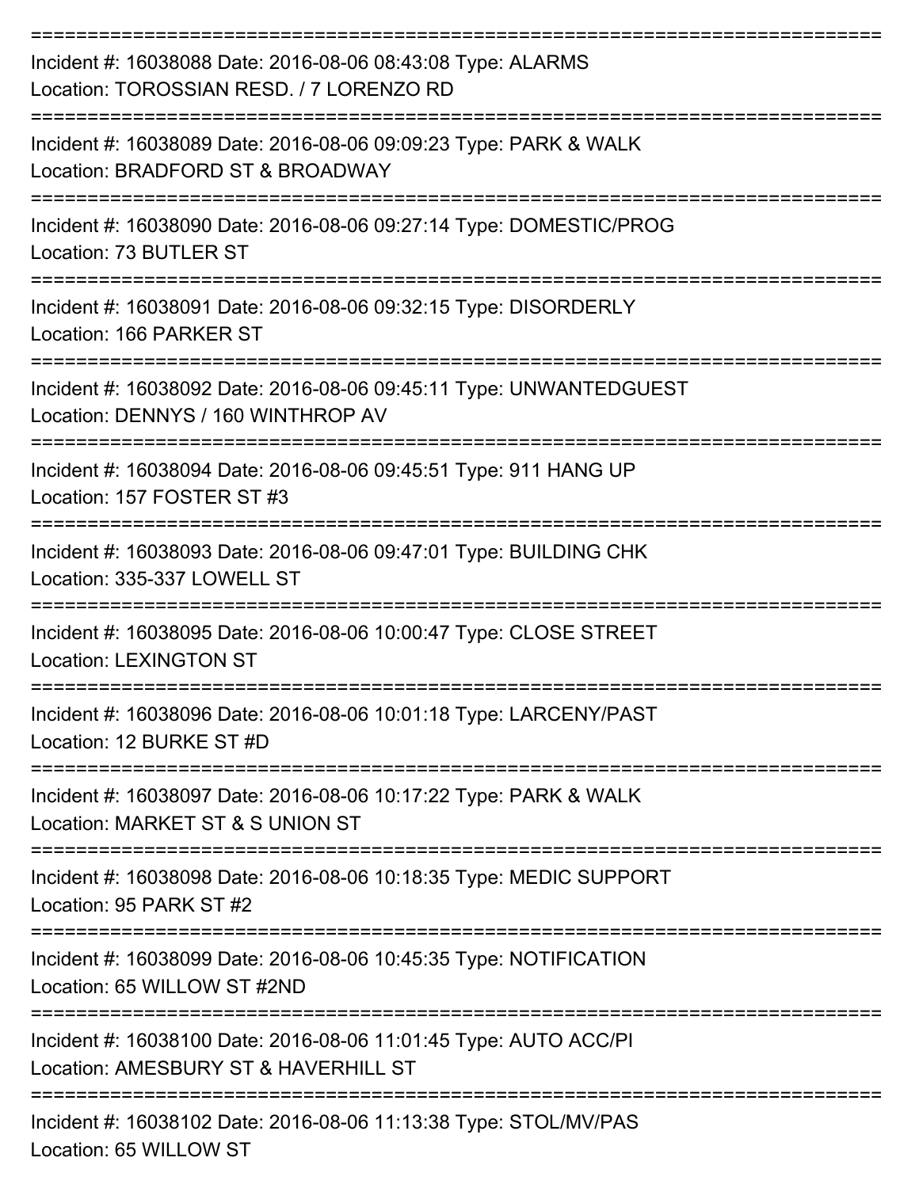===========================================================================
Incident #: 16038088 Date: 2016-08-06 08:43:08 Type: ALARMS
Location: TOROSSIAN RESD. / 7 LORENZO RD
===========================================================================
Incident #: 16038089 Date: 2016-08-06 09:09:23 Type: PARK & WALK
Location: BRADFORD ST & BROADWAY
===========================================================================
Incident #: 16038090 Date: 2016-08-06 09:27:14 Type: DOMESTIC/PROG
Location: 73 BUTLER ST
===========================================================================
Incident #: 16038091 Date: 2016-08-06 09:32:15 Type: DISORDERLY
Location: 166 PARKER ST
===========================================================================
Incident #: 16038092 Date: 2016-08-06 09:45:11 Type: UNWANTEDGUEST
Location: DENNYS / 160 WINTHROP AV
===========================================================================
Incident #: 16038094 Date: 2016-08-06 09:45:51 Type: 911 HANG UP
Location: 157 FOSTER ST #3
===========================================================================
Incident #: 16038093 Date: 2016-08-06 09:47:01 Type: BUILDING CHK
Location: 335-337 LOWELL ST
===========================================================================
Incident #: 16038095 Date: 2016-08-06 10:00:47 Type: CLOSE STREET
Location: LEXINGTON ST
===========================================================================
Incident #: 16038096 Date: 2016-08-06 10:01:18 Type: LARCENY/PAST
Location: 12 BURKE ST #D
===========================================================================
Incident #: 16038097 Date: 2016-08-06 10:17:22 Type: PARK & WALK
Location: MARKET ST & S UNION ST
===========================================================================
Incident #: 16038098 Date: 2016-08-06 10:18:35 Type: MEDIC SUPPORT
Location: 95 PARK ST #2
===========================================================================
Incident #: 16038099 Date: 2016-08-06 10:45:35 Type: NOTIFICATION
Location: 65 WILLOW ST #2ND
===========================================================================
Incident #: 16038100 Date: 2016-08-06 11:01:45 Type: AUTO ACC/PI
Location: AMESBURY ST & HAVERHILL ST
===========================================================================
Incident #: 16038102 Date: 2016-08-06 11:13:38 Type: STOL/MV/PAS
Location: 65 WILLOW ST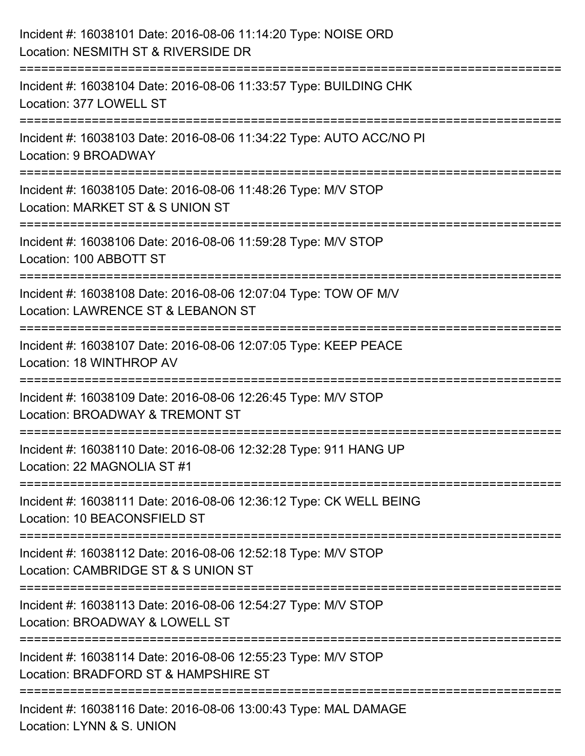Incident #: 16038101 Date: 2016-08-06 11:14:20 Type: NOISE ORD
Location: NESMITH ST & RIVERSIDE DR

===========================================================================

Incident #: 16038104 Date: 2016-08-06 11:33:57 Type: BUILDING CHK
Location: 377 LOWELL ST

===========================================================================

Incident #: 16038103 Date: 2016-08-06 11:34:22 Type: AUTO ACC/NO PI
Location: 9 BROADWAY

===========================================================================

Incident #: 16038105 Date: 2016-08-06 11:48:26 Type: M/V STOP
Location: MARKET ST & S UNION ST

===========================================================================

Incident #: 16038106 Date: 2016-08-06 11:59:28 Type: M/V STOP
Location: 100 ABBOTT ST

===========================================================================

Incident #: 16038108 Date: 2016-08-06 12:07:04 Type: TOW OF M/V
Location: LAWRENCE ST & LEBANON ST

===========================================================================

Incident #: 16038107 Date: 2016-08-06 12:07:05 Type: KEEP PEACE
Location: 18 WINTHROP AV

===========================================================================

Incident #: 16038109 Date: 2016-08-06 12:26:45 Type: M/V STOP
Location: BROADWAY & TREMONT ST

===========================================================================

Incident #: 16038110 Date: 2016-08-06 12:32:28 Type: 911 HANG UP
Location: 22 MAGNOLIA ST #1

===========================================================================

Incident #: 16038111 Date: 2016-08-06 12:36:12 Type: CK WELL BEING
Location: 10 BEACONSFIELD ST

===========================================================================

Incident #: 16038112 Date: 2016-08-06 12:52:18 Type: M/V STOP
Location: CAMBRIDGE ST & S UNION ST

===========================================================================

Incident #: 16038113 Date: 2016-08-06 12:54:27 Type: M/V STOP
Location: BROADWAY & LOWELL ST

===========================================================================

Incident #: 16038114 Date: 2016-08-06 12:55:23 Type: M/V STOP
Location: BRADFORD ST & HAMPSHIRE ST

===========================================================================

Incident #: 16038116 Date: 2016-08-06 13:00:43 Type: MAL DAMAGE
Location: LYNN & S. UNION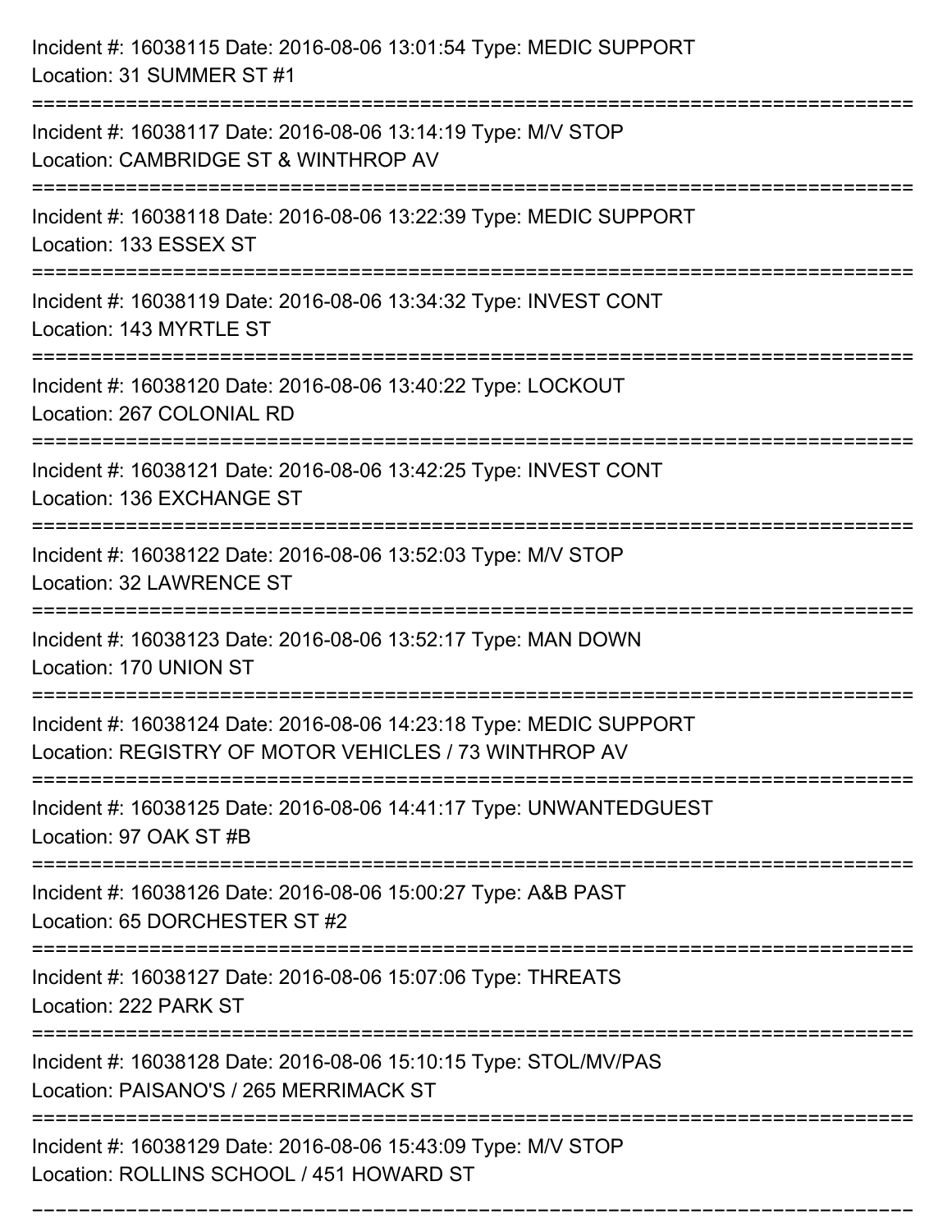Incident #: 16038115 Date: 2016-08-06 13:01:54 Type: MEDIC SUPPORT
Location: 31 SUMMER ST #1

===========================================================================

Incident #: 16038117 Date: 2016-08-06 13:14:19 Type: M/V STOP
Location: CAMBRIDGE ST & WINTHROP AV

===========================================================================

Incident #: 16038118 Date: 2016-08-06 13:22:39 Type: MEDIC SUPPORT
Location: 133 ESSEX ST

===========================================================================

Incident #: 16038119 Date: 2016-08-06 13:34:32 Type: INVEST CONT
Location: 143 MYRTLE ST

===========================================================================

Incident #: 16038120 Date: 2016-08-06 13:40:22 Type: LOCKOUT
Location: 267 COLONIAL RD

===========================================================================

Incident #: 16038121 Date: 2016-08-06 13:42:25 Type: INVEST CONT
Location: 136 EXCHANGE ST

===========================================================================

Incident #: 16038122 Date: 2016-08-06 13:52:03 Type: M/V STOP
Location: 32 LAWRENCE ST

===========================================================================

Incident #: 16038123 Date: 2016-08-06 13:52:17 Type: MAN DOWN
Location: 170 UNION ST

===========================================================================

Incident #: 16038124 Date: 2016-08-06 14:23:18 Type: MEDIC SUPPORT
Location: REGISTRY OF MOTOR VEHICLES / 73 WINTHROP AV

===========================================================================

Incident #: 16038125 Date: 2016-08-06 14:41:17 Type: UNWANTEDGUEST
Location: 97 OAK ST #B

===========================================================================

Incident #: 16038126 Date: 2016-08-06 15:00:27 Type: A&B PAST
Location: 65 DORCHESTER ST #2

===========================================================================

Incident #: 16038127 Date: 2016-08-06 15:07:06 Type: THREATS
Location: 222 PARK ST

===========================================================================

Incident #: 16038128 Date: 2016-08-06 15:10:15 Type: STOL/MV/PAS
Location: PAISANO'S / 265 MERRIMACK ST

===========================================================================

Incident #: 16038129 Date: 2016-08-06 15:43:09 Type: M/V STOP
Location: ROLLINS SCHOOL / 451 HOWARD ST

===========================================================================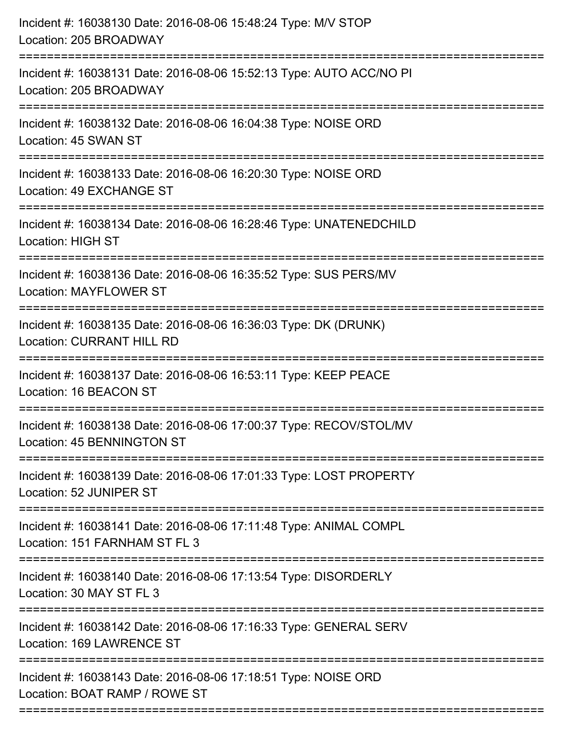Incident #: 16038130 Date: 2016-08-06 15:48:24 Type: M/V STOP
Location: 205 BROADWAY

===========================================================================

Incident #: 16038131 Date: 2016-08-06 15:52:13 Type: AUTO ACC/NO PI
Location: 205 BROADWAY

===========================================================================

Incident #: 16038132 Date: 2016-08-06 16:04:38 Type: NOISE ORD
Location: 45 SWAN ST

===========================================================================

Incident #: 16038133 Date: 2016-08-06 16:20:30 Type: NOISE ORD
Location: 49 EXCHANGE ST

===========================================================================

Incident #: 16038134 Date: 2016-08-06 16:28:46 Type: UNATENEDCHILD
Location: HIGH ST

===========================================================================

Incident #: 16038136 Date: 2016-08-06 16:35:52 Type: SUS PERS/MV
Location: MAYFLOWER ST

===========================================================================

Incident #: 16038135 Date: 2016-08-06 16:36:03 Type: DK (DRUNK)
Location: CURRANT HILL RD

===========================================================================

Incident #: 16038137 Date: 2016-08-06 16:53:11 Type: KEEP PEACE
Location: 16 BEACON ST

===========================================================================

Incident #: 16038138 Date: 2016-08-06 17:00:37 Type: RECOV/STOL/MV
Location: 45 BENNINGTON ST

===========================================================================

Incident #: 16038139 Date: 2016-08-06 17:01:33 Type: LOST PROPERTY
Location: 52 JUNIPER ST

===========================================================================

Incident #: 16038141 Date: 2016-08-06 17:11:48 Type: ANIMAL COMPL
Location: 151 FARNHAM ST FL 3

===========================================================================

Incident #: 16038140 Date: 2016-08-06 17:13:54 Type: DISORDERLY
Location: 30 MAY ST FL 3

===========================================================================

Incident #: 16038142 Date: 2016-08-06 17:16:33 Type: GENERAL SERV
Location: 169 LAWRENCE ST

===========================================================================

Incident #: 16038143 Date: 2016-08-06 17:18:51 Type: NOISE ORD
Location: BOAT RAMP / ROWE ST

===========================================================================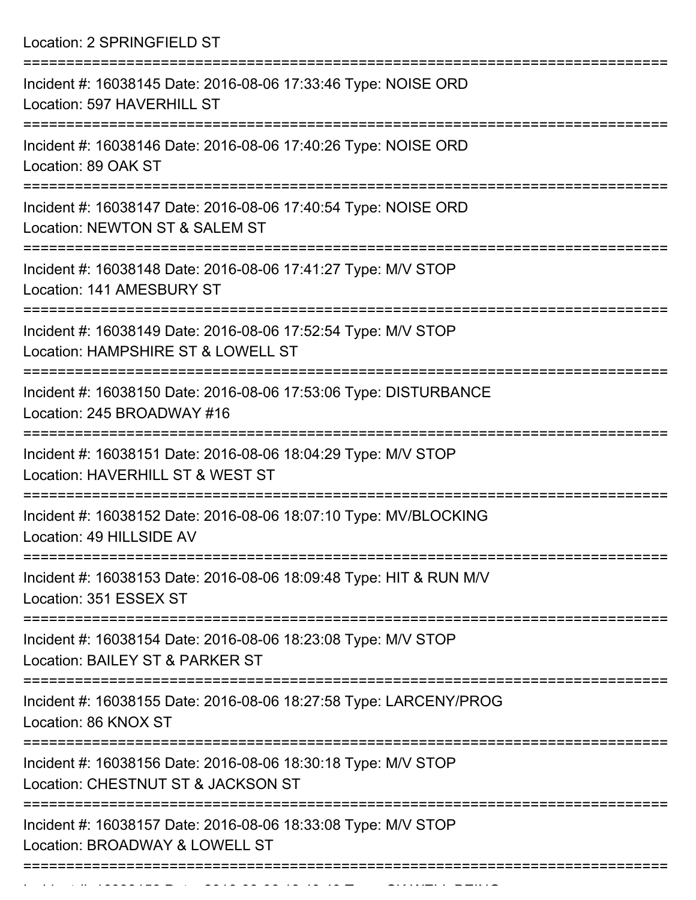Location: 2 SPRINGFIELD ST

===========================================================================

Incident #: 16038145 Date: 2016-08-06 17:33:46 Type: NOISE ORD
Location: 597 HAVERHILL ST

===========================================================================

Incident #: 16038146 Date: 2016-08-06 17:40:26 Type: NOISE ORD
Location: 89 OAK ST

===========================================================================

Incident #: 16038147 Date: 2016-08-06 17:40:54 Type: NOISE ORD
Location: NEWTON ST & SALEM ST

===========================================================================

Incident #: 16038148 Date: 2016-08-06 17:41:27 Type: M/V STOP
Location: 141 AMESBURY ST

===========================================================================

Incident #: 16038149 Date: 2016-08-06 17:52:54 Type: M/V STOP
Location: HAMPSHIRE ST & LOWELL ST

===========================================================================

Incident #: 16038150 Date: 2016-08-06 17:53:06 Type: DISTURBANCE
Location: 245 BROADWAY #16

===========================================================================

Incident #: 16038151 Date: 2016-08-06 18:04:29 Type: M/V STOP
Location: HAVERHILL ST & WEST ST

===========================================================================

Incident #: 16038152 Date: 2016-08-06 18:07:10 Type: MV/BLOCKING
Location: 49 HILLSIDE AV

===========================================================================

Incident #: 16038153 Date: 2016-08-06 18:09:48 Type: HIT & RUN M/V
Location: 351 ESSEX ST

===========================================================================

Incident #: 16038154 Date: 2016-08-06 18:23:08 Type: M/V STOP
Location: BAILEY ST & PARKER ST

===========================================================================

Incident #: 16038155 Date: 2016-08-06 18:27:58 Type: LARCENY/PROG
Location: 86 KNOX ST

===========================================================================

Incident #: 16038156 Date: 2016-08-06 18:30:18 Type: M/V STOP
Location: CHESTNUT ST & JACKSON ST

===========================================================================

Incident #: 16038157 Date: 2016-08-06 18:33:08 Type: M/V STOP
Location: BROADWAY & LOWELL ST

===========================================================================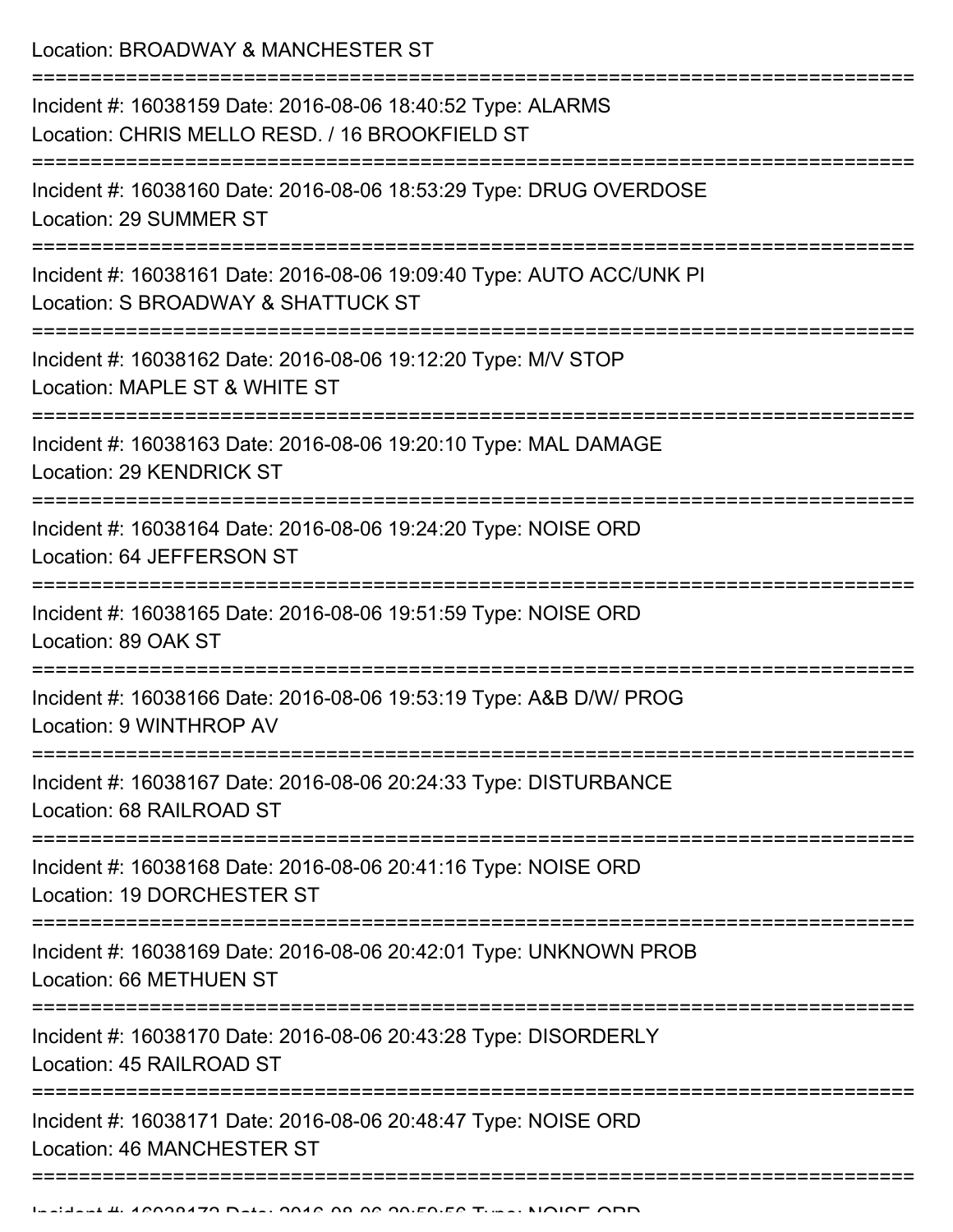Location: BROADWAY & MANCHESTER ST

===========================================================================

Incident #: 16038159 Date: 2016-08-06 18:40:52 Type: ALARMS
Location: CHRIS MELLO RESD. / 16 BROOKFIELD ST

===========================================================================

Incident #: 16038160 Date: 2016-08-06 18:53:29 Type: DRUG OVERDOSE
Location: 29 SUMMER ST

===========================================================================

Incident #: 16038161 Date: 2016-08-06 19:09:40 Type: AUTO ACC/UNK PI
Location: S BROADWAY & SHATTUCK ST

===========================================================================

Incident #: 16038162 Date: 2016-08-06 19:12:20 Type: M/V STOP
Location: MAPLE ST & WHITE ST

===========================================================================

Incident #: 16038163 Date: 2016-08-06 19:20:10 Type: MAL DAMAGE
Location: 29 KENDRICK ST

===========================================================================

Incident #: 16038164 Date: 2016-08-06 19:24:20 Type: NOISE ORD
Location: 64 JEFFERSON ST

===========================================================================

Incident #: 16038165 Date: 2016-08-06 19:51:59 Type: NOISE ORD
Location: 89 OAK ST

===========================================================================

Incident #: 16038166 Date: 2016-08-06 19:53:19 Type: A&B D/W/ PROG
Location: 9 WINTHROP AV

===========================================================================

Incident #: 16038167 Date: 2016-08-06 20:24:33 Type: DISTURBANCE
Location: 68 RAILROAD ST

===========================================================================

Incident #: 16038168 Date: 2016-08-06 20:41:16 Type: NOISE ORD
Location: 19 DORCHESTER ST

===========================================================================

Incident #: 16038169 Date: 2016-08-06 20:42:01 Type: UNKNOWN PROB
Location: 66 METHUEN ST

===========================================================================

Incident #: 16038170 Date: 2016-08-06 20:43:28 Type: DISORDERLY
Location: 45 RAILROAD ST

===========================================================================

Incident #: 16038171 Date: 2016-08-06 20:48:47 Type: NOISE ORD
Location: 46 MANCHESTER ST

===========================================================================

Incident #: 16038172 Date: 2016-08-06 20:50:56 Type: NOISE ORD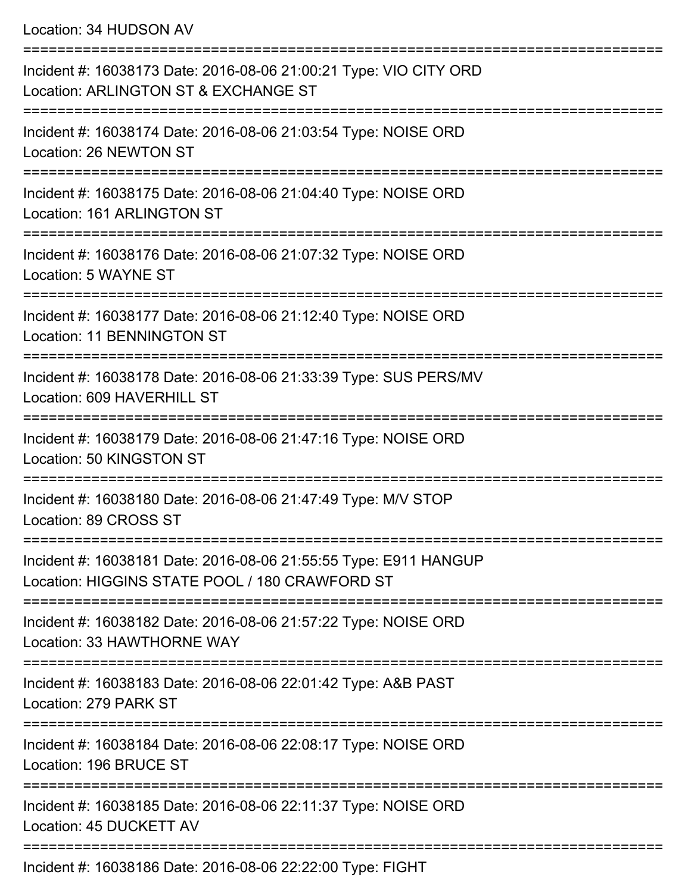Location: 34 HUDSON AV

===========================================================================

Incident #: 16038173 Date: 2016-08-06 21:00:21 Type: VIO CITY ORD
Location: ARLINGTON ST & EXCHANGE ST

===========================================================================

Incident #: 16038174 Date: 2016-08-06 21:03:54 Type: NOISE ORD
Location: 26 NEWTON ST

===========================================================================

Incident #: 16038175 Date: 2016-08-06 21:04:40 Type: NOISE ORD
Location: 161 ARLINGTON ST

===========================================================================

Incident #: 16038176 Date: 2016-08-06 21:07:32 Type: NOISE ORD
Location: 5 WAYNE ST

===========================================================================

Incident #: 16038177 Date: 2016-08-06 21:12:40 Type: NOISE ORD
Location: 11 BENNINGTON ST

===========================================================================

Incident #: 16038178 Date: 2016-08-06 21:33:39 Type: SUS PERS/MV
Location: 609 HAVERHILL ST

===========================================================================

Incident #: 16038179 Date: 2016-08-06 21:47:16 Type: NOISE ORD
Location: 50 KINGSTON ST

===========================================================================

Incident #: 16038180 Date: 2016-08-06 21:47:49 Type: M/V STOP
Location: 89 CROSS ST

===========================================================================

Incident #: 16038181 Date: 2016-08-06 21:55:55 Type: E911 HANGUP
Location: HIGGINS STATE POOL / 180 CRAWFORD ST

===========================================================================

Incident #: 16038182 Date: 2016-08-06 21:57:22 Type: NOISE ORD
Location: 33 HAWTHORNE WAY

===========================================================================

Incident #: 16038183 Date: 2016-08-06 22:01:42 Type: A&B PAST
Location: 279 PARK ST

===========================================================================

Incident #: 16038184 Date: 2016-08-06 22:08:17 Type: NOISE ORD
Location: 196 BRUCE ST

===========================================================================

Incident #: 16038185 Date: 2016-08-06 22:11:37 Type: NOISE ORD
Location: 45 DUCKETT AV

===========================================================================

Incident #: 16038186 Date: 2016-08-06 22:22:00 Type: FIGHT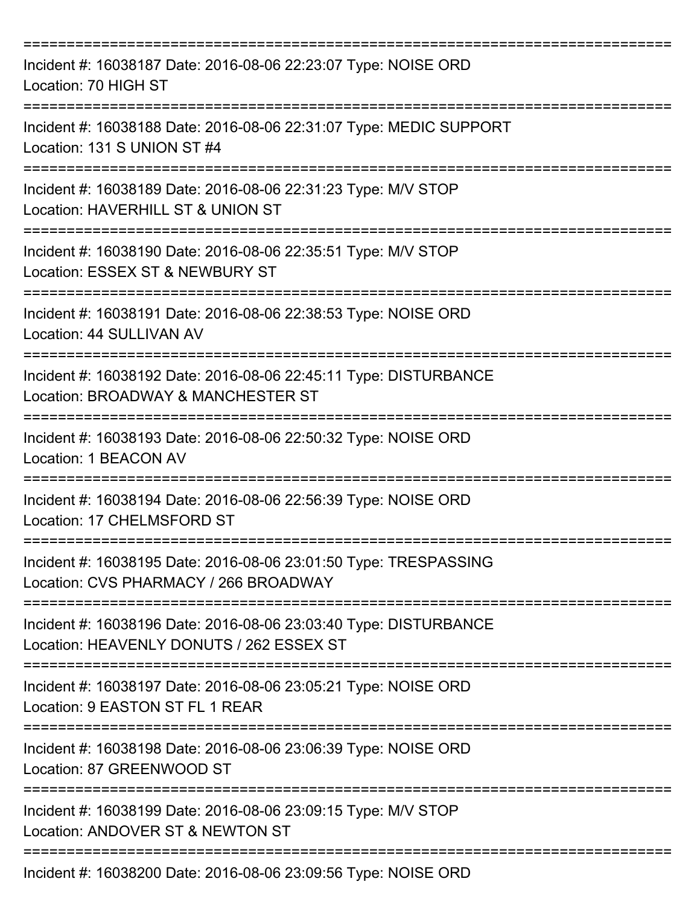===========================================================================

Incident #: 16038187 Date: 2016-08-06 22:23:07 Type: NOISE ORD
Location: 70 HIGH ST

===========================================================================

Incident #: 16038188 Date: 2016-08-06 22:31:07 Type: MEDIC SUPPORT
Location: 131 S UNION ST #4

===========================================================================

Incident #: 16038189 Date: 2016-08-06 22:31:23 Type: M/V STOP
Location: HAVERHILL ST & UNION ST

===========================================================================

Incident #: 16038190 Date: 2016-08-06 22:35:51 Type: M/V STOP
Location: ESSEX ST & NEWBURY ST

===========================================================================

Incident #: 16038191 Date: 2016-08-06 22:38:53 Type: NOISE ORD
Location: 44 SULLIVAN AV

===========================================================================

Incident #: 16038192 Date: 2016-08-06 22:45:11 Type: DISTURBANCE
Location: BROADWAY & MANCHESTER ST

===========================================================================

Incident #: 16038193 Date: 2016-08-06 22:50:32 Type: NOISE ORD
Location: 1 BEACON AV

===========================================================================

Incident #: 16038194 Date: 2016-08-06 22:56:39 Type: NOISE ORD
Location: 17 CHELMSFORD ST

===========================================================================

Incident #: 16038195 Date: 2016-08-06 23:01:50 Type: TRESPASSING
Location: CVS PHARMACY / 266 BROADWAY

===========================================================================

Incident #: 16038196 Date: 2016-08-06 23:03:40 Type: DISTURBANCE
Location: HEAVENLY DONUTS / 262 ESSEX ST

===========================================================================

Incident #: 16038197 Date: 2016-08-06 23:05:21 Type: NOISE ORD
Location: 9 EASTON ST FL 1 REAR

===========================================================================

Incident #: 16038198 Date: 2016-08-06 23:06:39 Type: NOISE ORD
Location: 87 GREENWOOD ST

===========================================================================

Incident #: 16038199 Date: 2016-08-06 23:09:15 Type: M/V STOP
Location: ANDOVER ST & NEWTON ST

===========================================================================

Incident #: 16038200 Date: 2016-08-06 23:09:56 Type: NOISE ORD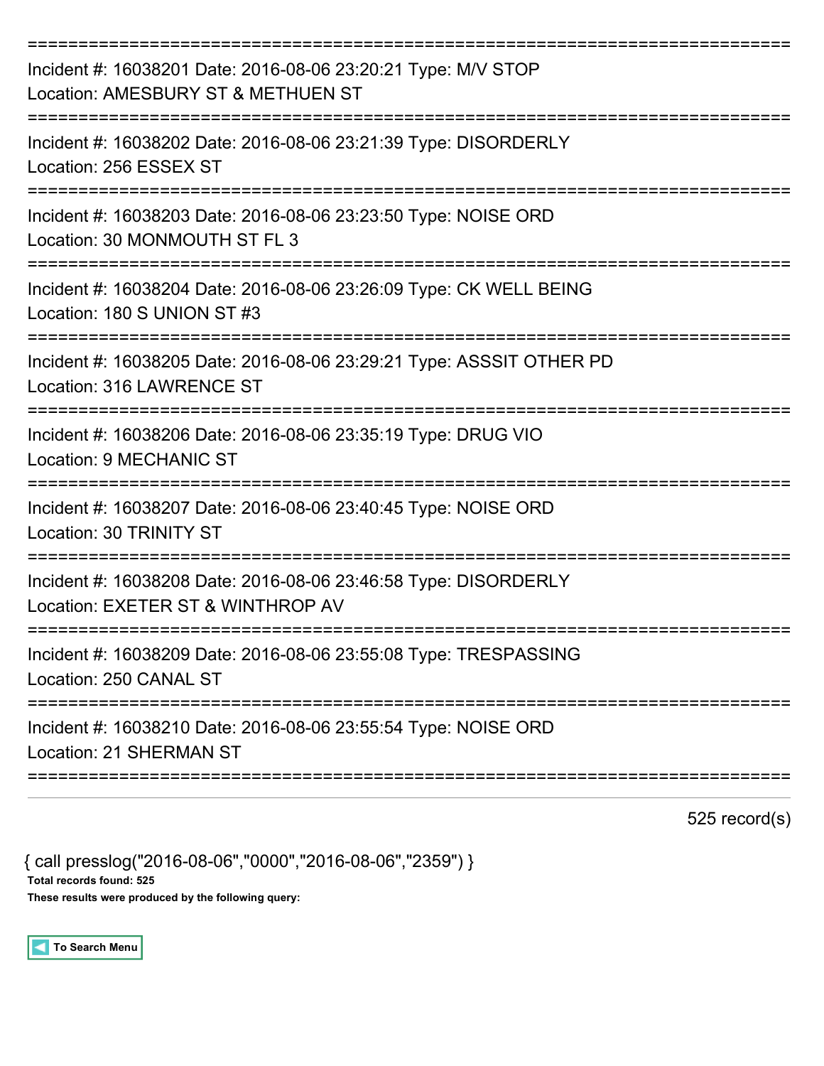===========================================================================

Incident #: 16038201 Date: 2016-08-06 23:20:21 Type: M/V STOP
Location: AMESBURY ST & METHUEN ST

===========================================================================

Incident #: 16038202 Date: 2016-08-06 23:21:39 Type: DISORDERLY
Location: 256 ESSEX ST

===========================================================================

Incident #: 16038203 Date: 2016-08-06 23:23:50 Type: NOISE ORD
Location: 30 MONMOUTH ST FL 3

===========================================================================

Incident #: 16038204 Date: 2016-08-06 23:26:09 Type: CK WELL BEING
Location: 180 S UNION ST #3

===========================================================================

Incident #: 16038205 Date: 2016-08-06 23:29:21 Type: ASSSIT OTHER PD
Location: 316 LAWRENCE ST

===========================================================================

Incident #: 16038206 Date: 2016-08-06 23:35:19 Type: DRUG VIO
Location: 9 MECHANIC ST

===========================================================================

Incident #: 16038207 Date: 2016-08-06 23:40:45 Type: NOISE ORD
Location: 30 TRINITY ST

===========================================================================

Incident #: 16038208 Date: 2016-08-06 23:46:58 Type: DISORDERLY
Location: EXETER ST & WINTHROP AV

===========================================================================

Incident #: 16038209 Date: 2016-08-06 23:55:08 Type: TRESPASSING
Location: 250 CANAL ST

===========================================================================

Incident #: 16038210 Date: 2016-08-06 23:55:54 Type: NOISE ORD
Location: 21 SHERMAN ST

===========================================================================

525 record(s)

{ call presslog("2016-08-06","0000","2016-08-06","2359") }

**Total records found: 525**

**These results were produced by the following query:**

To Search Menu